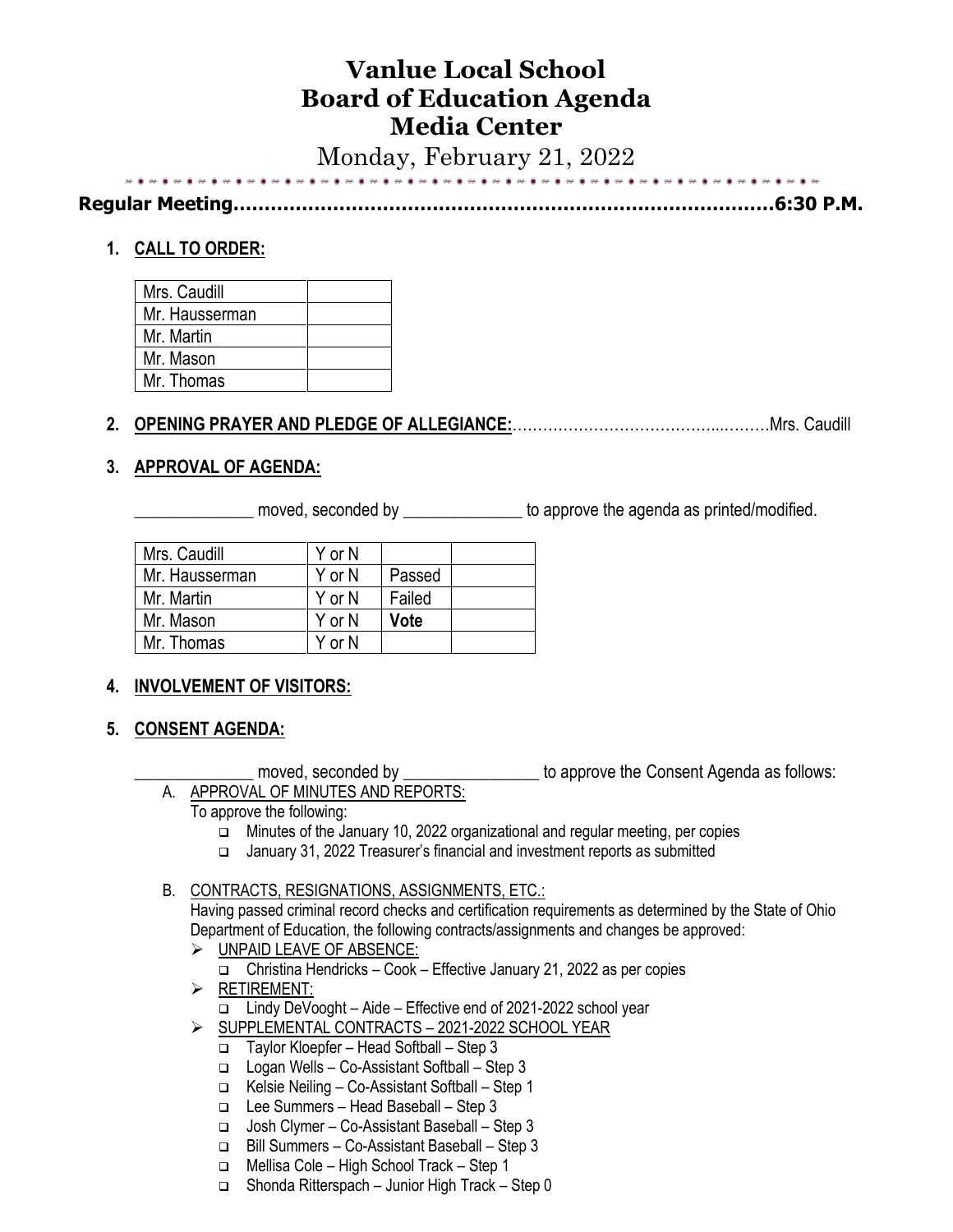# Vanlue Local School
# Board of Education Agenda
# Media Center

Monday, February 21, 2022

**Regular Meeting……………………………………………………………………………6:30 P.M.**

1. **CALL TO ORDER:**

| Mrs. Caudill | |
|---|---|
| Mr. Hausserman | |
| Mr. Martin | |
| Mr. Mason | |
| Mr. Thomas | |

2. **OPENING PRAYER AND PLEDGE OF ALLEGIANCE:**…………………………………...………Mrs. Caudill

3. **APPROVAL OF AGENDA:**

______________ moved, seconded by ______________ to approve the agenda as printed/modified.

| Mrs. Caudill | Y or N | | |
|---|---|---|---|
| Mr. Hausserman | Y or N | Passed | |
| Mr. Martin | Y or N | Failed | |
| Mr. Mason | Y or N | **Vote** | |
| Mr. Thomas | Y or N | | |

4. **INVOLVEMENT OF VISITORS:**

5. **CONSENT AGENDA:**

______________ moved, seconded by ________________ to approve the Consent Agenda as follows:

A. APPROVAL OF MINUTES AND REPORTS:
   To approve the following:
   - Minutes of the January 10, 2022 organizational and regular meeting, per copies
   - January 31, 2022 Treasurer's financial and investment reports as submitted

B. CONTRACTS, RESIGNATIONS, ASSIGNMENTS, ETC.:
   Having passed criminal record checks and certification requirements as determined by the State of Ohio Department of Education, the following contracts/assignments and changes be approved:
   - UNPAID LEAVE OF ABSENCE:
     - Christina Hendricks – Cook – Effective January 21, 2022 as per copies
   - RETIREMENT:
     - Lindy DeVooght – Aide – Effective end of 2021-2022 school year
   - SUPPLEMENTAL CONTRACTS – 2021-2022 SCHOOL YEAR
     - Taylor Kloepfer – Head Softball – Step 3
     - Logan Wells – Co-Assistant Softball – Step 3
     - Kelsie Neiling – Co-Assistant Softball – Step 1
     - Lee Summers – Head Baseball – Step 3
     - Josh Clymer – Co-Assistant Baseball – Step 3
     - Bill Summers – Co-Assistant Baseball – Step 3
     - Mellisa Cole – High School Track – Step 1
     - Shonda Ritterspach – Junior High Track – Step 0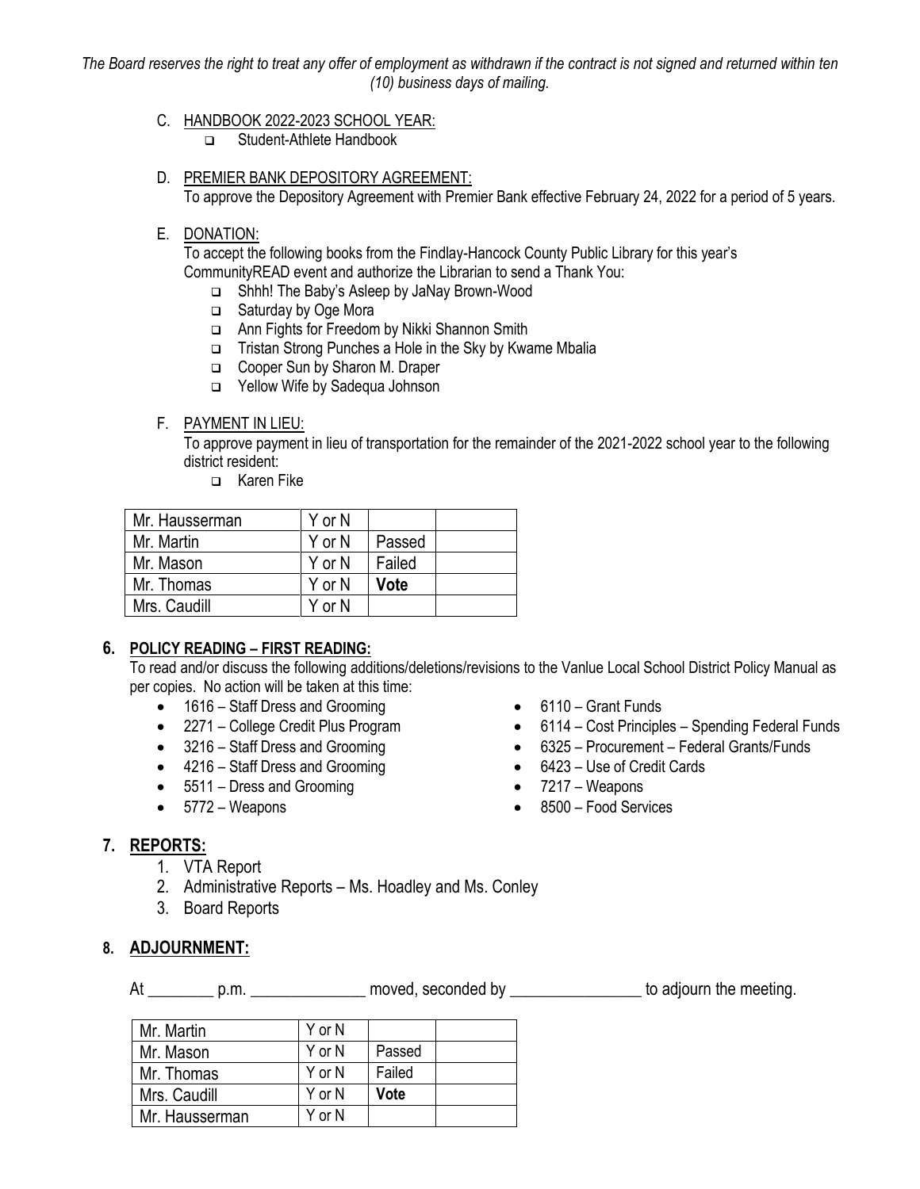*The Board reserves the right to treat any offer of employment as withdrawn if the contract is not signed and returned within ten (10) business days of mailing.*

C. HANDBOOK 2022-2023 SCHOOL YEAR:
- Student-Athlete Handbook

D. PREMIER BANK DEPOSITORY AGREEMENT:
To approve the Depository Agreement with Premier Bank effective February 24, 2022 for a period of 5 years.

E. DONATION:
To accept the following books from the Findlay-Hancock County Public Library for this year's CommunityREAD event and authorize the Librarian to send a Thank You:
- Shhh! The Baby's Asleep by JaNay Brown-Wood
- Saturday by Oge Mora
- Ann Fights for Freedom by Nikki Shannon Smith
- Tristan Strong Punches a Hole in the Sky by Kwame Mbalia
- Cooper Sun by Sharon M. Draper
- Yellow Wife by Sadequa Johnson

F. PAYMENT IN LIEU:
To approve payment in lieu of transportation for the remainder of the 2021-2022 school year to the following district resident:
- Karen Fike

| | | | |
|---|---|---|---|
| Mr. Hausserman | Y or N | | |
| Mr. Martin | Y or N | Passed | |
| Mr. Mason | Y or N | Failed | |
| Mr. Thomas | Y or N | **Vote** | |
| Mrs. Caudill | Y or N | | |

## 6. POLICY READING – FIRST READING:

To read and/or discuss the following additions/deletions/revisions to the Vanlue Local School District Policy Manual as per copies. No action will be taken at this time:

- 1616 – Staff Dress and Grooming
- 2271 – College Credit Plus Program
- 3216 – Staff Dress and Grooming
- 4216 – Staff Dress and Grooming
- 5511 – Dress and Grooming
- 5772 – Weapons
- 6110 – Grant Funds
- 6114 – Cost Principles – Spending Federal Funds
- 6325 – Procurement – Federal Grants/Funds
- 6423 – Use of Credit Cards
- 7217 – Weapons
- 8500 – Food Services

## 7. REPORTS:

1. VTA Report
2. Administrative Reports – Ms. Hoadley and Ms. Conley
3. Board Reports

## 8. ADJOURNMENT:

At ________ p.m. ______________ moved, seconded by ________________ to adjourn the meeting.

| | | | |
|---|---|---|---|
| Mr. Martin | Y or N | | |
| Mr. Mason | Y or N | Passed | |
| Mr. Thomas | Y or N | Failed | |
| Mrs. Caudill | Y or N | **Vote** | |
| Mr. Hausserman | Y or N | | |